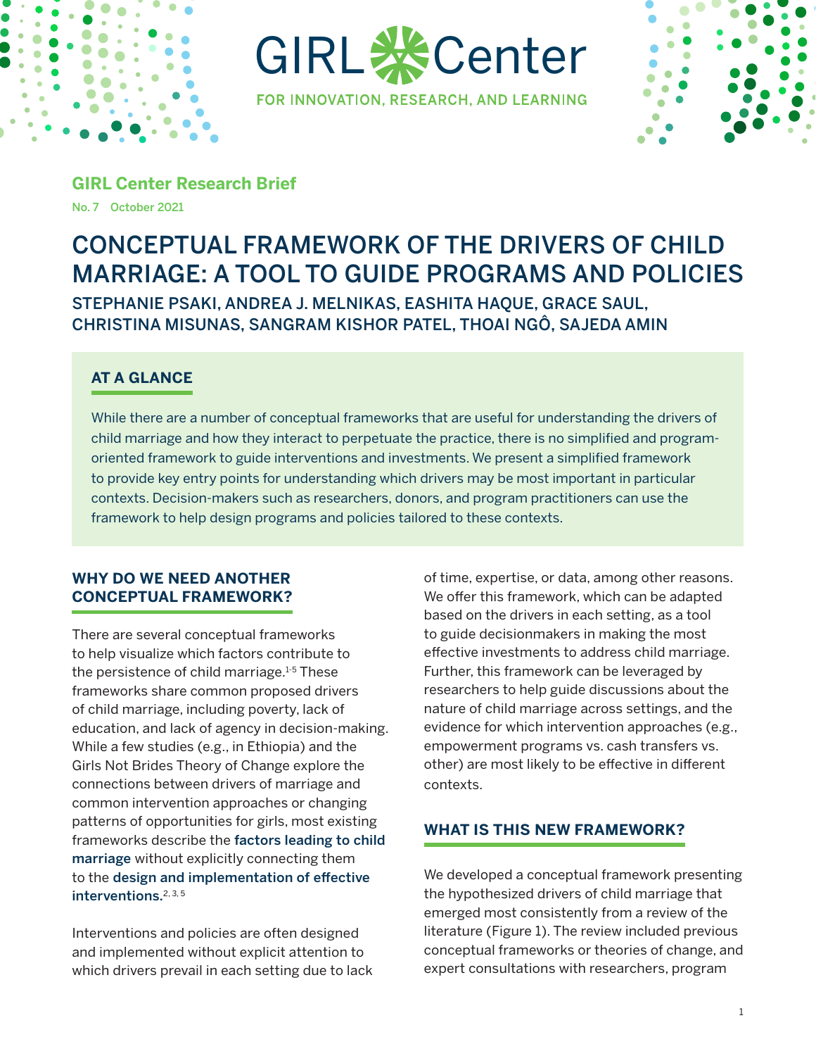GIRL Center

FOR INNOVATION, RESEARCH, AND LEARNING

**GIRL Center Research Brief**

No. 7 October 2021

# CONCEPTUAL FRAMEWORK OF THE DRIVERS OF CHILD MARRIAGE: A TOOL TO GUIDE PROGRAMS AND POLICIES

STEPHANIE PSAKI, ANDREA J. MELNIKAS, EASHITA HAQUE, GRACE SAUL, CHRISTINA MISUNAS, SANGRAM KISHOR PATEL, THOAI NGÔ, SAJEDA AMIN

## AT A GLANCE

While there are a number of conceptual frameworks that are useful for understanding the drivers of child marriage and how they interact to perpetuate the practice, there is no simplified and program-oriented framework to guide interventions and investments. We present a simplified framework to provide key entry points for understanding which drivers may be most important in particular contexts. Decision-makers such as researchers, donors, and program practitioners can use the framework to help design programs and policies tailored to these contexts.

## WHY DO WE NEED ANOTHER CONCEPTUAL FRAMEWORK?

There are several conceptual frameworks to help visualize which factors contribute to the persistence of child marriage.[1-5] These frameworks share common proposed drivers of child marriage, including poverty, lack of education, and lack of agency in decision-making. While a few studies (e.g., in Ethiopia) and the Girls Not Brides Theory of Change explore the connections between drivers of marriage and common intervention approaches or changing patterns of opportunities for girls, most existing frameworks describe the **factors leading to child marriage** without explicitly connecting them to the **design and implementation of effective interventions.**[2, 3, 5]

Interventions and policies are often designed and implemented without explicit attention to which drivers prevail in each setting due to lack of time, expertise, or data, among other reasons. We offer this framework, which can be adapted based on the drivers in each setting, as a tool to guide decisionmakers in making the most effective investments to address child marriage. Further, this framework can be leveraged by researchers to help guide discussions about the nature of child marriage across settings, and the evidence for which intervention approaches (e.g., empowerment programs vs. cash transfers vs. other) are most likely to be effective in different contexts.

## WHAT IS THIS NEW FRAMEWORK?

We developed a conceptual framework presenting the hypothesized drivers of child marriage that emerged most consistently from a review of the literature (Figure 1). The review included previous conceptual frameworks or theories of change, and expert consultations with researchers, program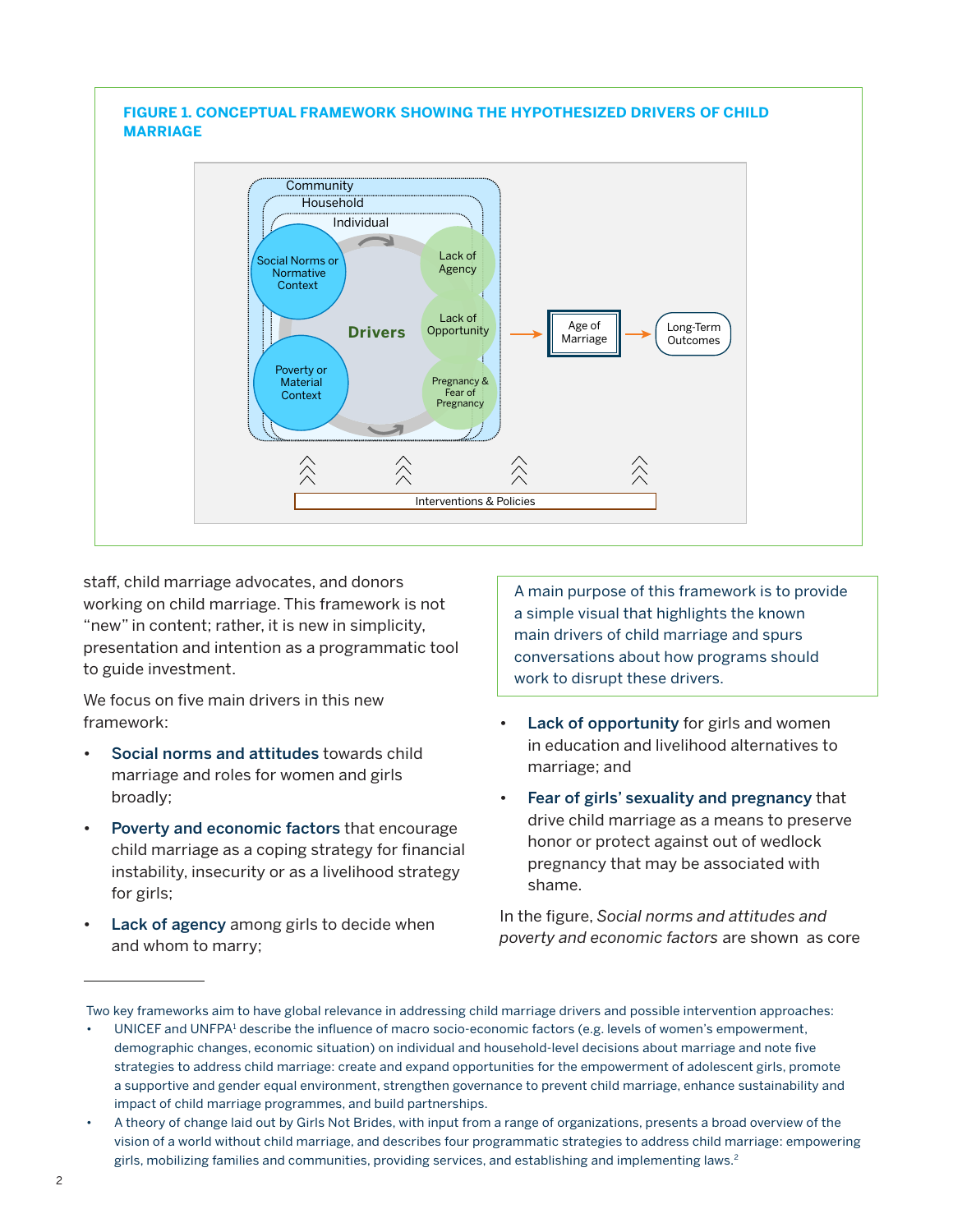**FIGURE 1. CONCEPTUAL FRAMEWORK SHOWING THE HYPOTHESIZED DRIVERS OF CHILD MARRIAGE**

Community
Household
Individual

Social Norms or Normative Context

Poverty or Material Context

Drivers

Lack of Agency

Lack of Opportunity

Pregnancy & Fear of Pregnancy

Age of Marriage

Long-Term Outcomes

Interventions & Policies

staff, child marriage advocates, and donors working on child marriage. This framework is not "new" in content; rather, it is new in simplicity, presentation and intention as a programmatic tool to guide investment.

We focus on five main drivers in this new framework:

- **Social norms and attitudes** towards child marriage and roles for women and girls broadly;
- **Poverty and economic factors** that encourage child marriage as a coping strategy for financial instability, insecurity or as a livelihood strategy for girls;
- **Lack of agency** among girls to decide when and whom to marry;
- **Lack of opportunity** for girls and women in education and livelihood alternatives to marriage; and
- **Fear of girls' sexuality and pregnancy** that drive child marriage as a means to preserve honor or protect against out of wedlock pregnancy that may be associated with shame.

> A main purpose of this framework is to provide a simple visual that highlights the known main drivers of child marriage and spurs conversations about how programs should work to disrupt these drivers.

In the figure, *Social norms and attitudes and poverty and economic factors* are shown as core

---

Two key frameworks aim to have global relevance in addressing child marriage drivers and possible intervention approaches:

- UNICEF and UNFPA[1] describe the influence of macro socio-economic factors (e.g. levels of women's empowerment, demographic changes, economic situation) on individual and household-level decisions about marriage and note five strategies to address child marriage: create and expand opportunities for the empowerment of adolescent girls, promote a supportive and gender equal environment, strengthen governance to prevent child marriage, enhance sustainability and impact of child marriage programmes, and build partnerships.
- A theory of change laid out by Girls Not Brides, with input from a range of organizations, presents a broad overview of the vision of a world without child marriage, and describes four programmatic strategies to address child marriage: empowering girls, mobilizing families and communities, providing services, and establishing and implementing laws.[2]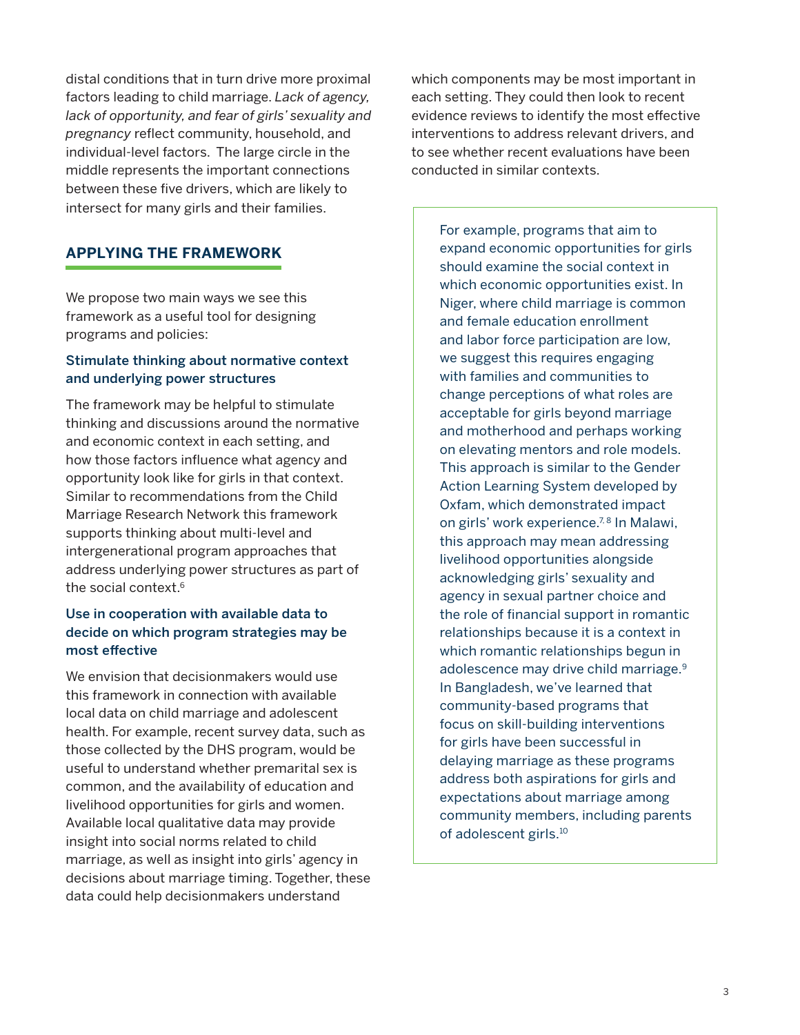distal conditions that in turn drive more proximal factors leading to child marriage. *Lack of agency, lack of opportunity, and fear of girls' sexuality and pregnancy* reflect community, household, and individual-level factors. The large circle in the middle represents the important connections between these five drivers, which are likely to intersect for many girls and their families.

## APPLYING THE FRAMEWORK

We propose two main ways we see this framework as a useful tool for designing programs and policies:

### Stimulate thinking about normative context and underlying power structures

The framework may be helpful to stimulate thinking and discussions around the normative and economic context in each setting, and how those factors influence what agency and opportunity look like for girls in that context. Similar to recommendations from the Child Marriage Research Network this framework supports thinking about multi-level and intergenerational program approaches that address underlying power structures as part of the social context.[6]

### Use in cooperation with available data to decide on which program strategies may be most effective

We envision that decisionmakers would use this framework in connection with available local data on child marriage and adolescent health. For example, recent survey data, such as those collected by the DHS program, would be useful to understand whether premarital sex is common, and the availability of education and livelihood opportunities for girls and women. Available local qualitative data may provide insight into social norms related to child marriage, as well as insight into girls' agency in decisions about marriage timing. Together, these data could help decisionmakers understand which components may be most important in each setting. They could then look to recent evidence reviews to identify the most effective interventions to address relevant drivers, and to see whether recent evaluations have been conducted in similar contexts.

For example, programs that aim to expand economic opportunities for girls should examine the social context in which economic opportunities exist. In Niger, where child marriage is common and female education enrollment and labor force participation are low, we suggest this requires engaging with families and communities to change perceptions of what roles are acceptable for girls beyond marriage and motherhood and perhaps working on elevating mentors and role models. This approach is similar to the Gender Action Learning System developed by Oxfam, which demonstrated impact on girls' work experience.[7, 8] In Malawi, this approach may mean addressing livelihood opportunities alongside acknowledging girls' sexuality and agency in sexual partner choice and the role of financial support in romantic relationships because it is a context in which romantic relationships begun in adolescence may drive child marriage.[9] In Bangladesh, we've learned that community-based programs that focus on skill-building interventions for girls have been successful in delaying marriage as these programs address both aspirations for girls and expectations about marriage among community members, including parents of adolescent girls.[10]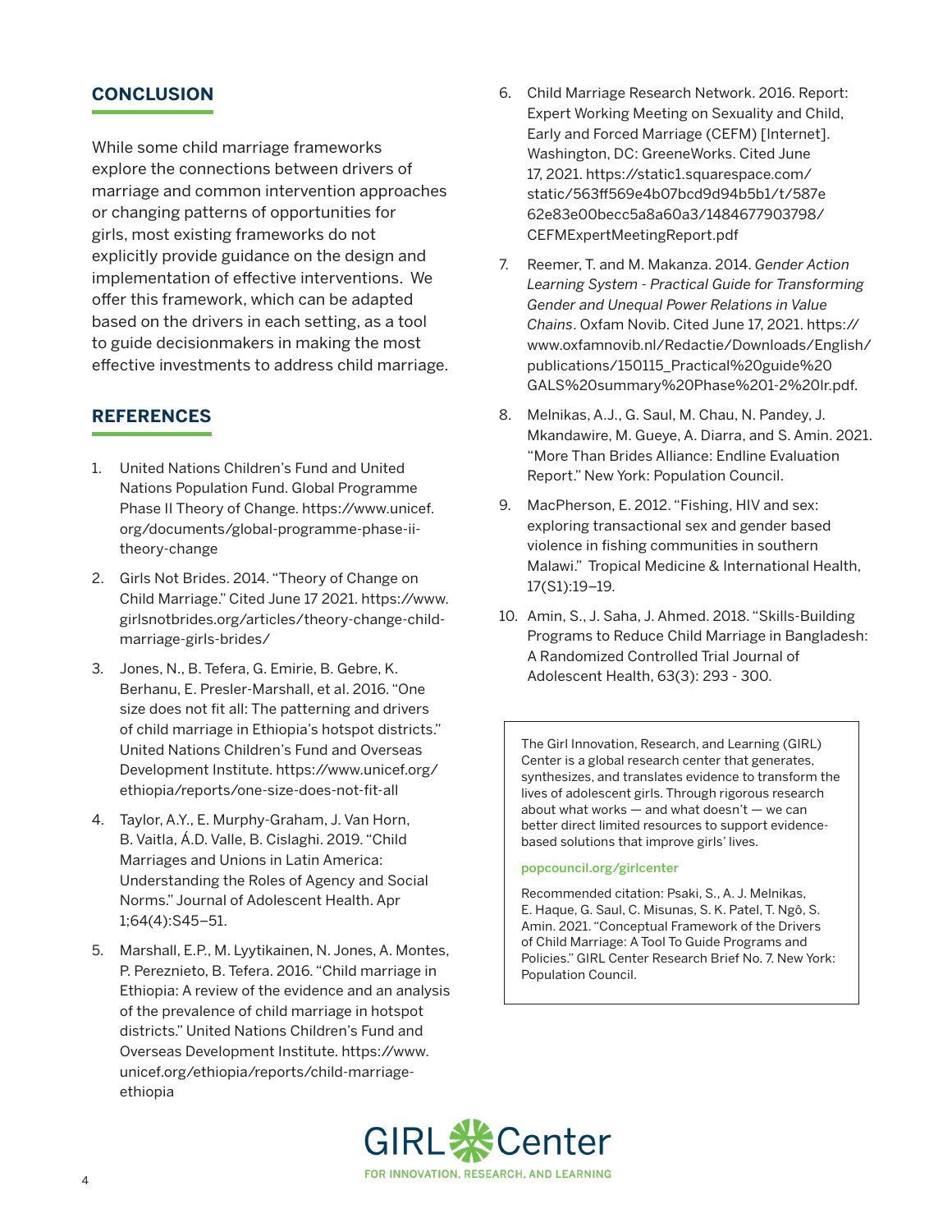## CONCLUSION

While some child marriage frameworks explore the connections between drivers of marriage and common intervention approaches or changing patterns of opportunities for girls, most existing frameworks do not explicitly provide guidance on the design and implementation of effective interventions. We offer this framework, which can be adapted based on the drivers in each setting, as a tool to guide decisionmakers in making the most effective investments to address child marriage.

## REFERENCES

1. United Nations Children's Fund and United Nations Population Fund. Global Programme Phase II Theory of Change. https://www.unicef.org/documents/global-programme-phase-ii-theory-change
2. Girls Not Brides. 2014. "Theory of Change on Child Marriage." Cited June 17 2021. https://www.girlsnotbrides.org/articles/theory-change-child-marriage-girls-brides/
3. Jones, N., B. Tefera, G. Emirie, B. Gebre, K. Berhanu, E. Presler-Marshall, et al. 2016. "One size does not fit all: The patterning and drivers of child marriage in Ethiopia's hotspot districts." United Nations Children's Fund and Overseas Development Institute. https://www.unicef.org/ethiopia/reports/one-size-does-not-fit-all
4. Taylor, A.Y., E. Murphy-Graham, J. Van Horn, B. Vaitla, Á.D. Valle, B. Cislaghi. 2019. "Child Marriages and Unions in Latin America: Understanding the Roles of Agency and Social Norms." Journal of Adolescent Health. Apr 1;64(4):S45–51.
5. Marshall, E.P., M. Lyytikainen, N. Jones, A. Montes, P. Pereznieto, B. Tefera. 2016. "Child marriage in Ethiopia: A review of the evidence and an analysis of the prevalence of child marriage in hotspot districts." United Nations Children's Fund and Overseas Development Institute. https://www.unicef.org/ethiopia/reports/child-marriage-ethiopia
6. Child Marriage Research Network. 2016. Report: Expert Working Meeting on Sexuality and Child, Early and Forced Marriage (CEFM) [Internet]. Washington, DC: GreeneWorks. Cited June 17, 2021. https://static1.squarespace.com/static/563ff569e4b07bcd9d94b5b1/t/587e62e83e00becc5a8a60a3/1484677903798/CEFMExpertMeetingReport.pdf
7. Reemer, T. and M. Makanza. 2014. *Gender Action Learning System - Practical Guide for Transforming Gender and Unequal Power Relations in Value Chains*. Oxfam Novib. Cited June 17, 2021. https://www.oxfamnovib.nl/Redactie/Downloads/English/publications/150115_Practical%20guide%20GALS%20summary%20Phase%201-2%20lr.pdf.
8. Melnikas, A.J., G. Saul, M. Chau, N. Pandey, J. Mkandawire, M. Gueye, A. Diarra, and S. Amin. 2021. "More Than Brides Alliance: Endline Evaluation Report." New York: Population Council.
9. MacPherson, E. 2012. "Fishing, HIV and sex: exploring transactional sex and gender based violence in fishing communities in southern Malawi." Tropical Medicine & International Health, 17(S1):19–19.
10. Amin, S., J. Saha, J. Ahmed. 2018. "Skills-Building Programs to Reduce Child Marriage in Bangladesh: A Randomized Controlled Trial Journal of Adolescent Health, 63(3): 293 - 300.

The Girl Innovation, Research, and Learning (GIRL) Center is a global research center that generates, synthesizes, and translates evidence to transform the lives of adolescent girls. Through rigorous research about what works — and what doesn't — we can better direct limited resources to support evidence-based solutions that improve girls' lives.

popcouncil.org/girlcenter

Recommended citation: Psaki, S., A. J. Melnikas, E. Haque, G. Saul, C. Misunas, S. K. Patel, T. Ngô, S. Amin. 2021. "Conceptual Framework of the Drivers of Child Marriage: A Tool To Guide Programs and Policies." GIRL Center Research Brief No. 7. New York: Population Council.

GIRL Center
FOR INNOVATION, RESEARCH, AND LEARNING